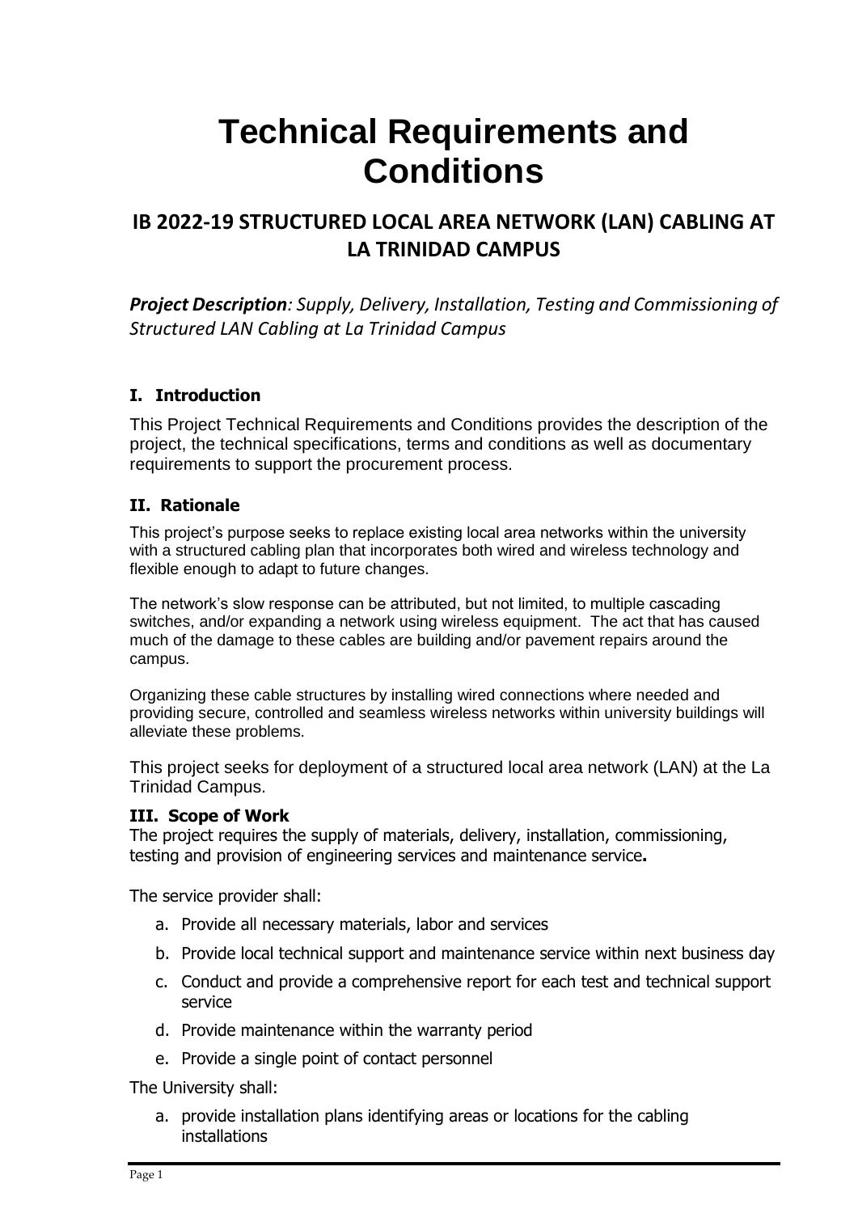# Technical Requirements and Conditions

## IB 2022-19 STRUCTURED LOCAL AREA NETWORK (LAN) CABLING AT LA TRINIDAD CAMPUS

***Project Description****: Supply, Delivery, Installation, Testing and Commissioning of Structured LAN Cabling at La Trinidad Campus*

### I. Introduction

This Project Technical Requirements and Conditions provides the description of the project, the technical specifications, terms and conditions as well as documentary requirements to support the procurement process.

### II. Rationale

This project's purpose seeks to replace existing local area networks within the university with a structured cabling plan that incorporates both wired and wireless technology and flexible enough to adapt to future changes.

The network's slow response can be attributed, but not limited, to multiple cascading switches, and/or expanding a network using wireless equipment. The act that has caused much of the damage to these cables are building and/or pavement repairs around the campus.

Organizing these cable structures by installing wired connections where needed and providing secure, controlled and seamless wireless networks within university buildings will alleviate these problems.

This project seeks for deployment of a structured local area network (LAN) at the La Trinidad Campus.

### III. Scope of Work

The project requires the supply of materials, delivery, installation, commissioning, testing and provision of engineering services and maintenance service**.**

The service provider shall:

a. Provide all necessary materials, labor and services
b. Provide local technical support and maintenance service within next business day
c. Conduct and provide a comprehensive report for each test and technical support service
d. Provide maintenance within the warranty period
e. Provide a single point of contact personnel

The University shall:

a. provide installation plans identifying areas or locations for the cabling installations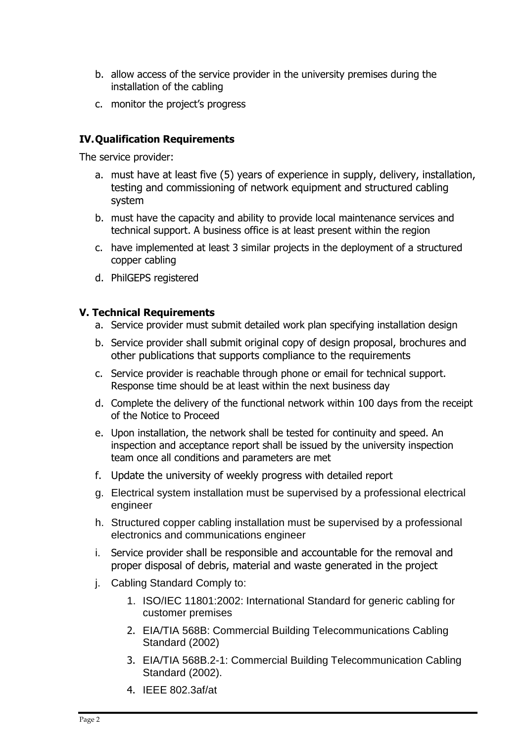b. allow access of the service provider in the university premises during the installation of the cabling

c. monitor the project's progress

## IV. Qualification Requirements

The service provider:

a. must have at least five (5) years of experience in supply, delivery, installation, testing and commissioning of network equipment and structured cabling system

b. must have the capacity and ability to provide local maintenance services and technical support. A business office is at least present within the region

c. have implemented at least 3 similar projects in the deployment of a structured copper cabling

d. PhilGEPS registered

## V. Technical Requirements

a. Service provider must submit detailed work plan specifying installation design

b. Service provider shall submit original copy of design proposal, brochures and other publications that supports compliance to the requirements

c. Service provider is reachable through phone or email for technical support. Response time should be at least within the next business day

d. Complete the delivery of the functional network within 100 days from the receipt of the Notice to Proceed

e. Upon installation, the network shall be tested for continuity and speed. An inspection and acceptance report shall be issued by the university inspection team once all conditions and parameters are met

f. Update the university of weekly progress with detailed report

g. Electrical system installation must be supervised by a professional electrical engineer

h. Structured copper cabling installation must be supervised by a professional electronics and communications engineer

i. Service provider shall be responsible and accountable for the removal and proper disposal of debris, material and waste generated in the project

j. Cabling Standard Comply to:

1. ISO/IEC 11801:2002: International Standard for generic cabling for customer premises
2. EIA/TIA 568B: Commercial Building Telecommunications Cabling Standard (2002)
3. EIA/TIA 568B.2-1: Commercial Building Telecommunication Cabling Standard (2002).
4. IEEE 802.3af/at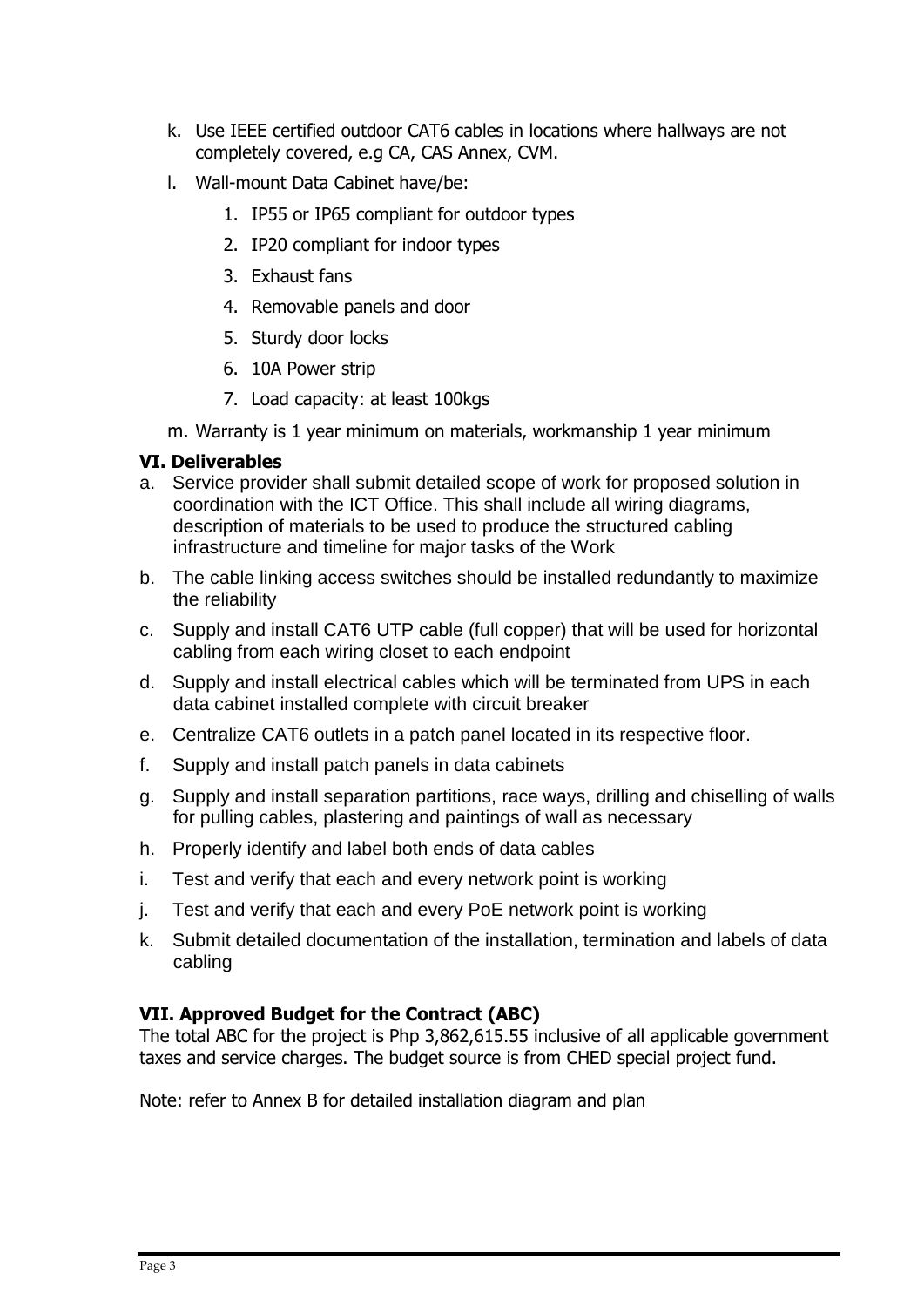k. Use IEEE certified outdoor CAT6 cables in locations where hallways are not completely covered, e.g CA, CAS Annex, CVM.

l. Wall-mount Data Cabinet have/be:

1. IP55 or IP65 compliant for outdoor types
2. IP20 compliant for indoor types
3. Exhaust fans
4. Removable panels and door
5. Sturdy door locks
6. 10A Power strip
7. Load capacity: at least 100kgs

m. Warranty is 1 year minimum on materials, workmanship 1 year minimum

**VI. Deliverables**

a. Service provider shall submit detailed scope of work for proposed solution in coordination with the ICT Office. This shall include all wiring diagrams, description of materials to be used to produce the structured cabling infrastructure and timeline for major tasks of the Work

b. The cable linking access switches should be installed redundantly to maximize the reliability

c. Supply and install CAT6 UTP cable (full copper) that will be used for horizontal cabling from each wiring closet to each endpoint

d. Supply and install electrical cables which will be terminated from UPS in each data cabinet installed complete with circuit breaker

e. Centralize CAT6 outlets in a patch panel located in its respective floor.

f. Supply and install patch panels in data cabinets

g. Supply and install separation partitions, race ways, drilling and chiselling of walls for pulling cables, plastering and paintings of wall as necessary

h. Properly identify and label both ends of data cables

i. Test and verify that each and every network point is working

j. Test and verify that each and every PoE network point is working

k. Submit detailed documentation of the installation, termination and labels of data cabling

**VII. Approved Budget for the Contract (ABC)**

The total ABC for the project is Php 3,862,615.55 inclusive of all applicable government taxes and service charges. The budget source is from CHED special project fund.

Note: refer to Annex B for detailed installation diagram and plan